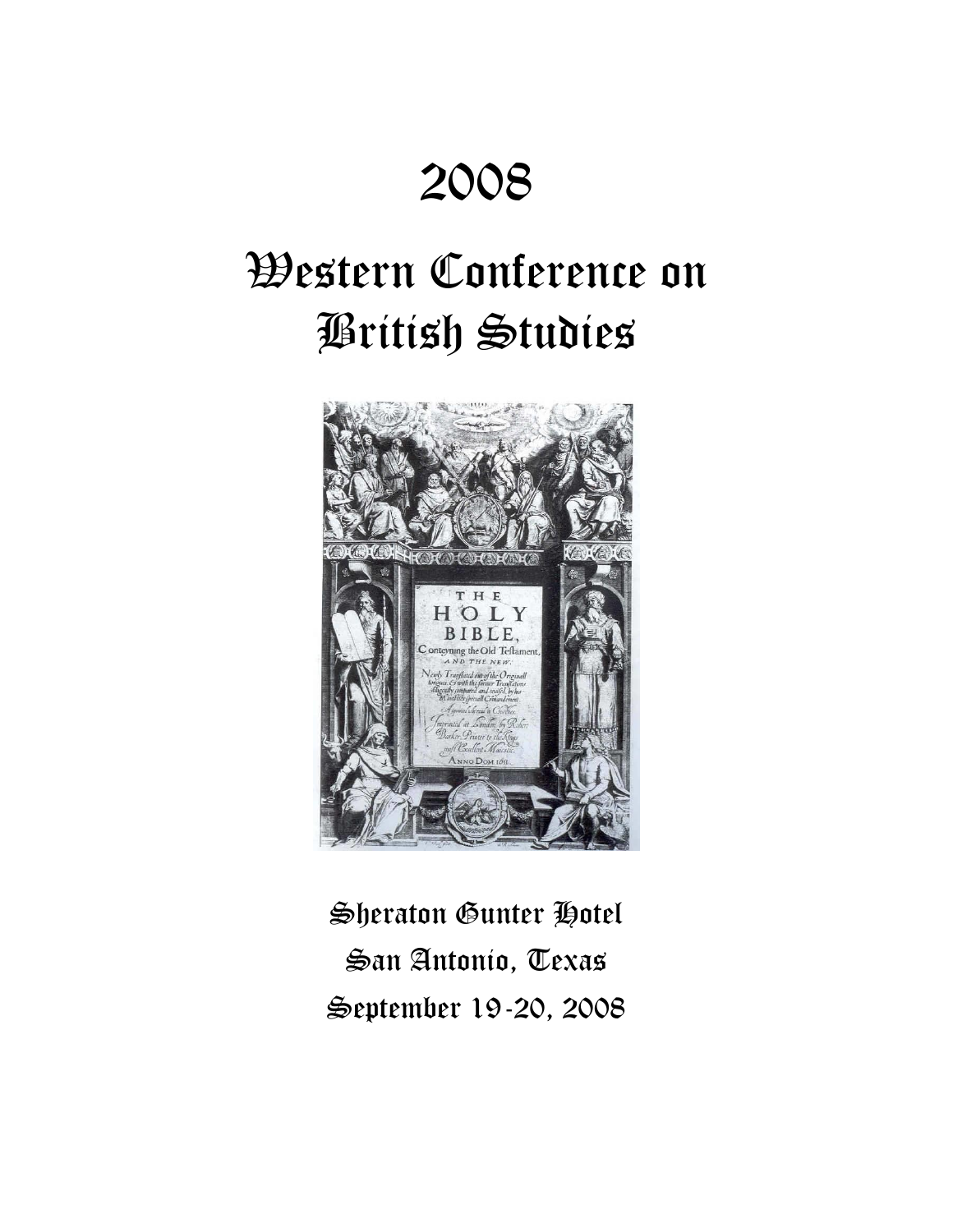# 2008

# Western Conference on British Studies

Sheraton Gunter Hotel

San Antonio, Texas

September 19-20, 2008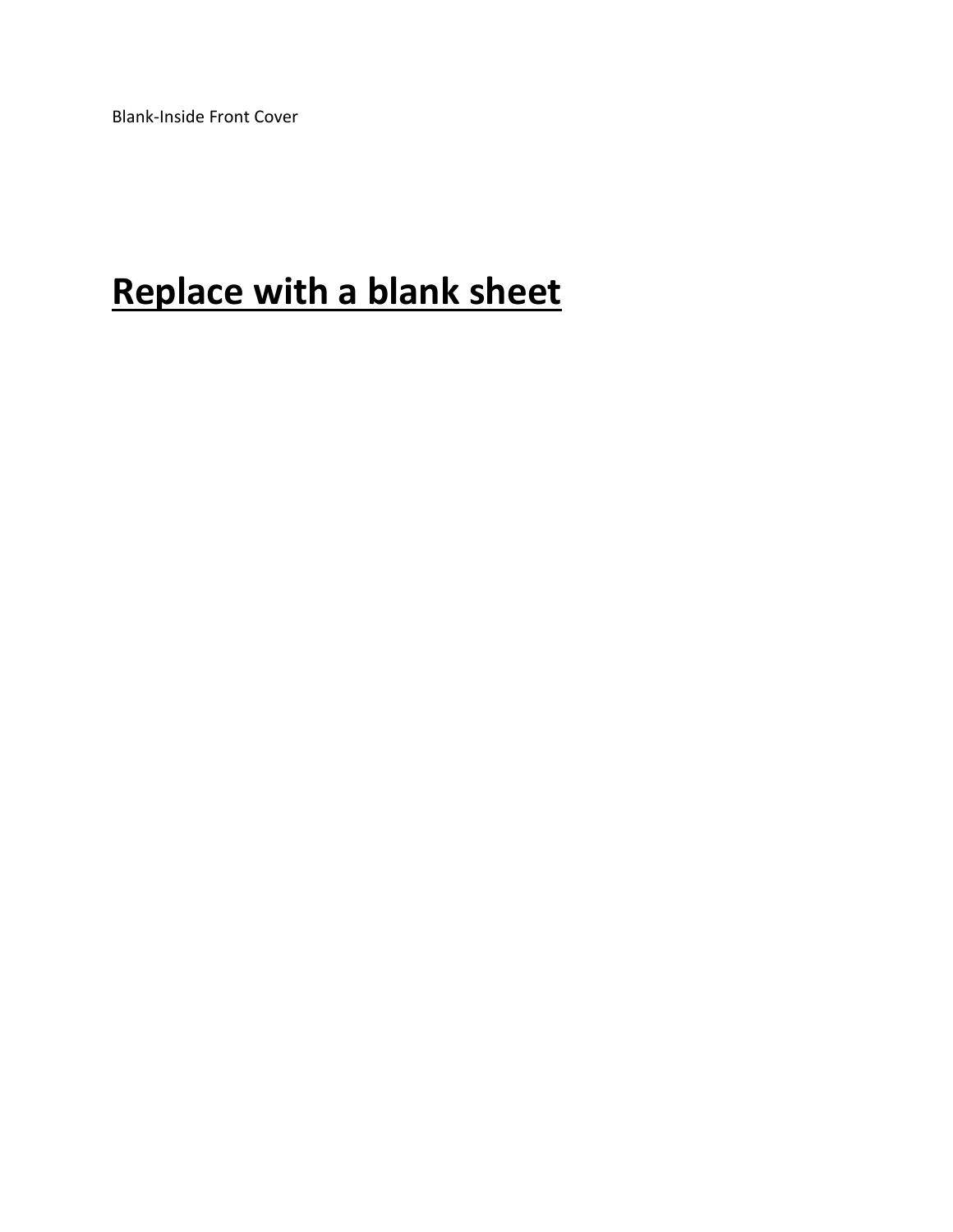Blank-Inside Front Cover

# Replace with a blank sheet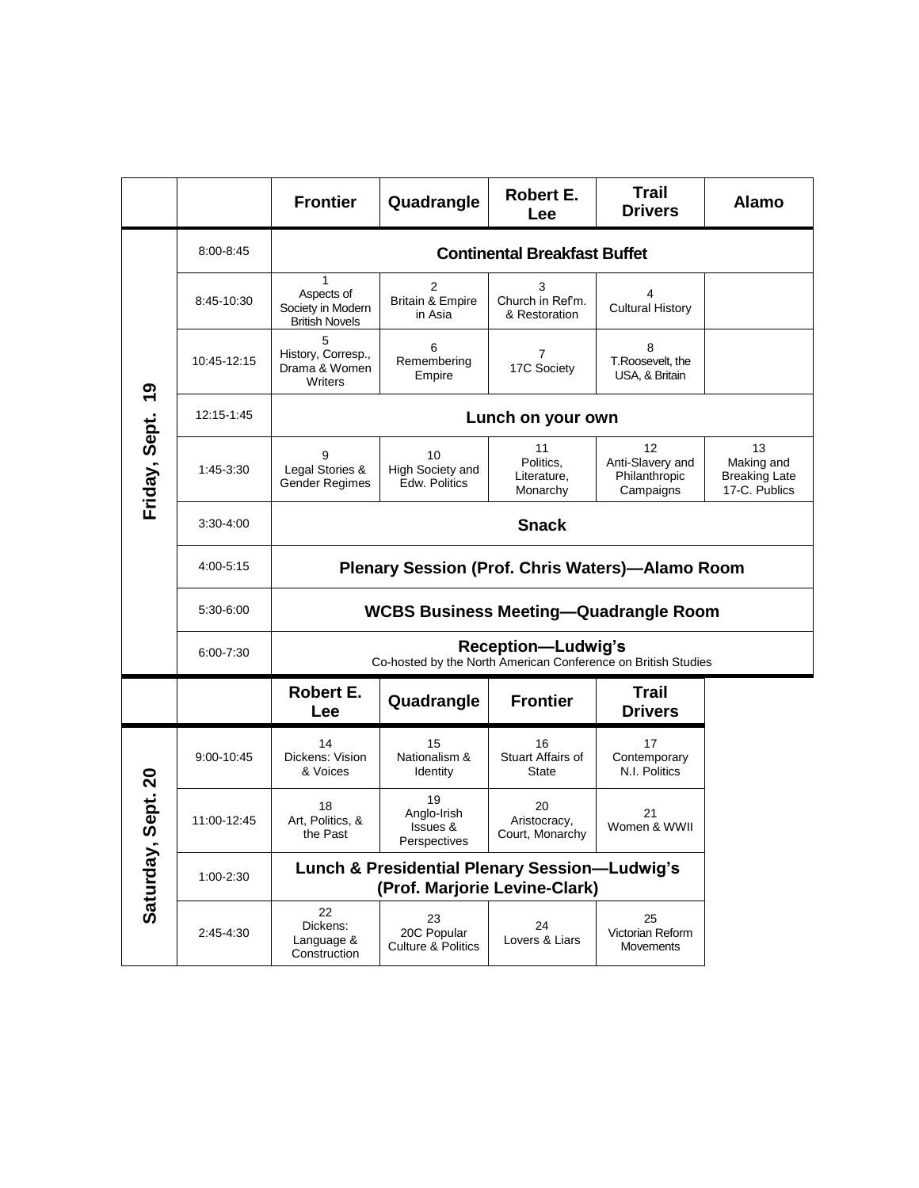| | | Frontier | Quadrangle | Robert E. Lee | Trail Drivers | Alamo |
|---|---|---|---|---|---|---|
| **Friday, Sept. 19** | 8:00-8:45 | **Continental Breakfast Buffet** | | | | |
| | 8:45-10:30 | 1 Aspects of Society in Modern British Novels | 2 Britain & Empire in Asia | 3 Church in Ref'm. & Restoration | 4 Cultural History | |
| | 10:45-12:15 | 5 History, Corresp., Drama & Women Writers | 6 Remembering Empire | 7 17C Society | 8 T.Roosevelt, the USA, & Britain | |
| | 12:15-1:45 | **Lunch on your own** | | | | |
| | 1:45-3:30 | 9 Legal Stories & Gender Regimes | 10 High Society and Edw. Politics | 11 Politics, Literature, Monarchy | 12 Anti-Slavery and Philanthropic Campaigns | 13 Making and Breaking Late 17-C. Publics |
| | 3:30-4:00 | **Snack** | | | | |
| | 4:00-5:15 | **Plenary Session (Prof. Chris Waters)—Alamo Room** | | | | |
| | 5:30-6:00 | **WCBS Business Meeting—Quadrangle Room** | | | | |
| | 6:00-7:30 | **Reception—Ludwig's** Co-hosted by the North American Conference on British Studies | | | | |
| | | **Robert E. Lee** | **Quadrangle** | **Frontier** | **Trail Drivers** | |
| **Saturday, Sept. 20** | 9:00-10:45 | 14 Dickens: Vision & Voices | 15 Nationalism & Identity | 16 Stuart Affairs of State | 17 Contemporary N.I. Politics | |
| | 11:00-12:45 | 18 Art, Politics, & the Past | 19 Anglo-Irish Issues & Perspectives | 20 Aristocracy, Court, Monarchy | 21 Women & WWII | |
| | 1:00-2:30 | **Lunch & Presidential Plenary Session—Ludwig's (Prof. Marjorie Levine-Clark)** | | | | |
| | 2:45-4:30 | 22 Dickens: Language & Construction | 23 20C Popular Culture & Politics | 24 Lovers & Liars | 25 Victorian Reform Movements | |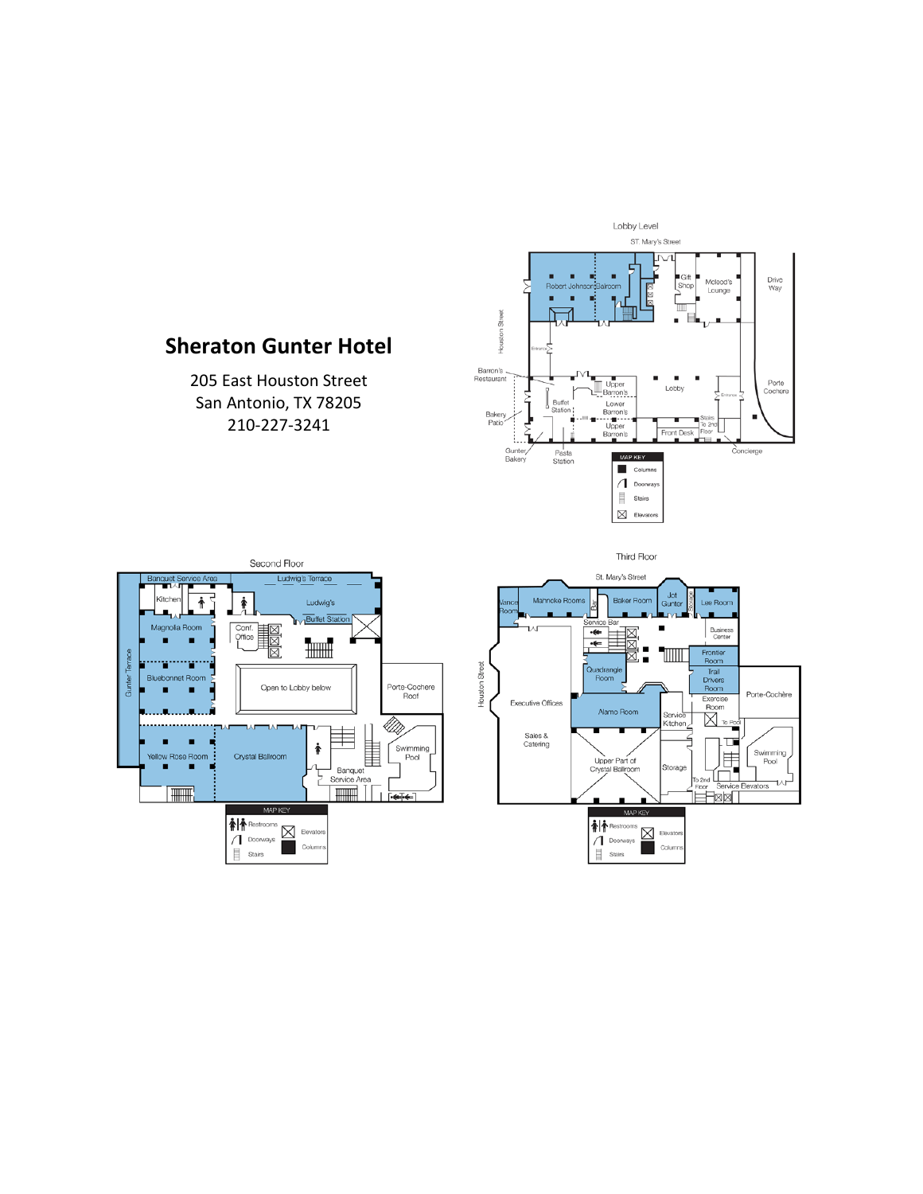# Sheraton Gunter Hotel

205 East Houston Street
San Antonio, TX 78205
210-227-3241

Lobby Level

ST. Mary's Street

Robert Johnson Ballroom

Gift Shop

Mcleod's Lounge

Drive Way

Houston Street

Entrance

Barron's Restaurant

Upper Barron's

Lobby

Porte Cochere

Entrance

Buffet Station

Lower Barron's

Bakery Patio

Upper Barron's

Stairs To 2nd Floor

Front Desk

Gunter Bakery

Pasta Station

Concierge

MAP KEY

- Columns
- Doorways
- Stairs
- Elevators

Second Floor

Banquet Service Area

Ludwig's Terrace

Kitchen

Ludwig's

Buffet Station

Magnolia Room

Conf. Office

Gunter Terrace

Bluebonnet Room

Open to Lobby below

Porte-Cochere Roof

Yellow Rose Room

Crystal Ballroom

Banquet Service Area

Swimming Pool

MAP KEY

- Restrooms
- Doorways
- Stairs
- Elevators
- Columns

Third Floor

St. Mary's Street

Vance Room

Mahncke Rooms

Bar

Baker Room

Jot Gunter

Storage

Lee Room

Service Bar

Business Center

Frontier Room

Houston Street

Quadrangle Room

Trail Drivers Room

Executive Offices

Exercise Room

Porte-Cochère

Alamo Room

Service Kitchen

To Pool

Sales & Catering

Swimming Pool

Upper Part of Crystal Ballroom

Storage

To 2nd Floor

Service Elevators

MAP KEY

- Restrooms
- Doorways
- Stairs
- Elevators
- Columns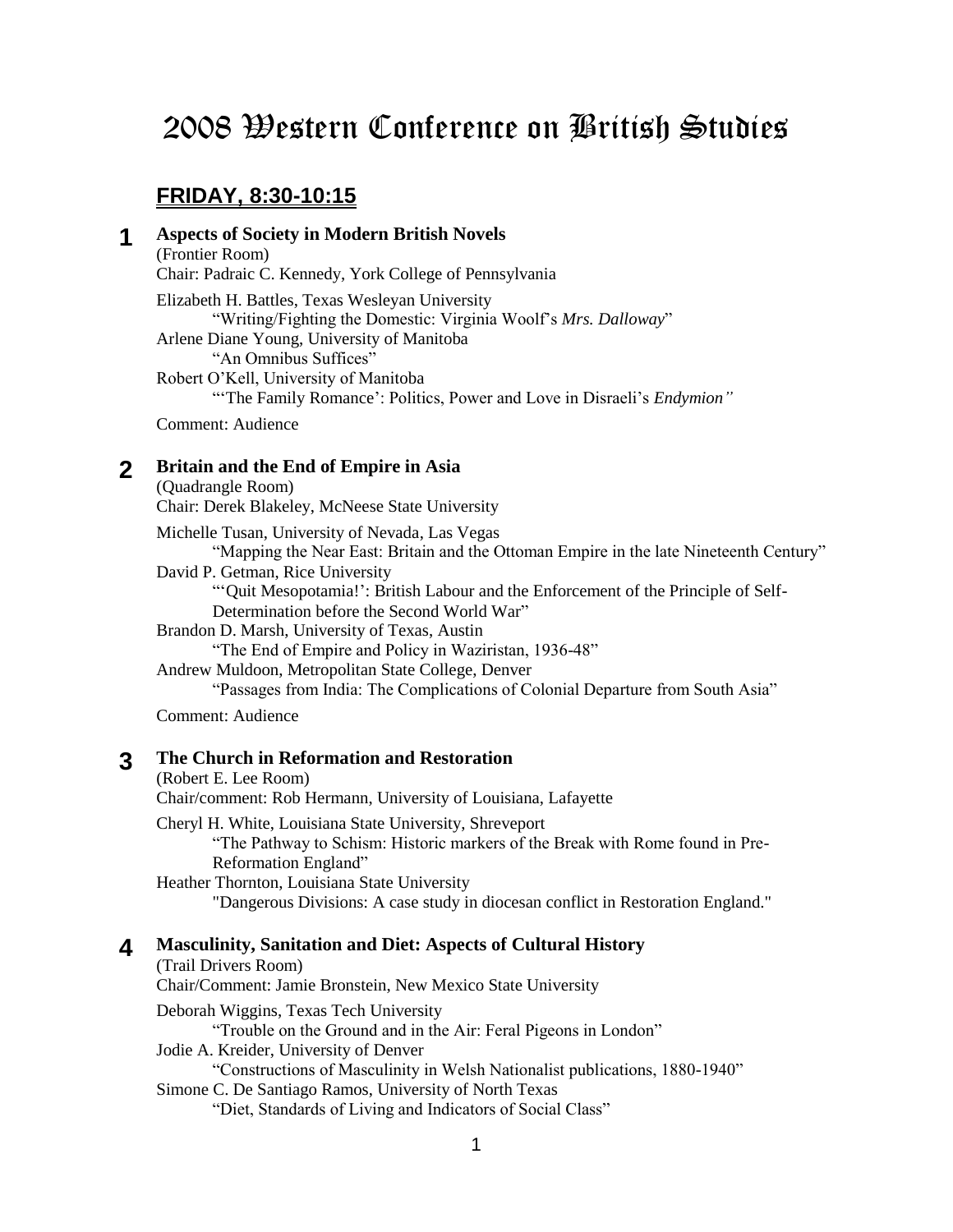# 2008 Western Conference on British Studies

## FRIDAY, 8:30-10:15

### 1 Aspects of Society in Modern British Novels

(Frontier Room)
Chair: Padraic C. Kennedy, York College of Pennsylvania

Elizabeth H. Battles, Texas Wesleyan University
"Writing/Fighting the Domestic: Virginia Woolf's *Mrs. Dalloway*"
Arlene Diane Young, University of Manitoba
"An Omnibus Suffices"
Robert O'Kell, University of Manitoba
"'The Family Romance': Politics, Power and Love in Disraeli's *Endymion"*

Comment: Audience

### 2 Britain and the End of Empire in Asia

(Quadrangle Room)
Chair: Derek Blakeley, McNeese State University

Michelle Tusan, University of Nevada, Las Vegas
"Mapping the Near East: Britain and the Ottoman Empire in the late Nineteenth Century"
David P. Getman, Rice University
"'Quit Mesopotamia!': British Labour and the Enforcement of the Principle of Self-Determination before the Second World War"
Brandon D. Marsh, University of Texas, Austin
"The End of Empire and Policy in Waziristan, 1936-48"
Andrew Muldoon, Metropolitan State College, Denver
"Passages from India: The Complications of Colonial Departure from South Asia"

Comment: Audience

### 3 The Church in Reformation and Restoration

(Robert E. Lee Room)
Chair/comment: Rob Hermann, University of Louisiana, Lafayette

Cheryl H. White, Louisiana State University, Shreveport
"The Pathway to Schism: Historic markers of the Break with Rome found in Pre-Reformation England"
Heather Thornton, Louisiana State University
"Dangerous Divisions: A case study in diocesan conflict in Restoration England."

### 4 Masculinity, Sanitation and Diet: Aspects of Cultural History

(Trail Drivers Room)
Chair/Comment: Jamie Bronstein, New Mexico State University

Deborah Wiggins, Texas Tech University
"Trouble on the Ground and in the Air: Feral Pigeons in London"
Jodie A. Kreider, University of Denver
"Constructions of Masculinity in Welsh Nationalist publications, 1880-1940"
Simone C. De Santiago Ramos, University of North Texas
"Diet, Standards of Living and Indicators of Social Class"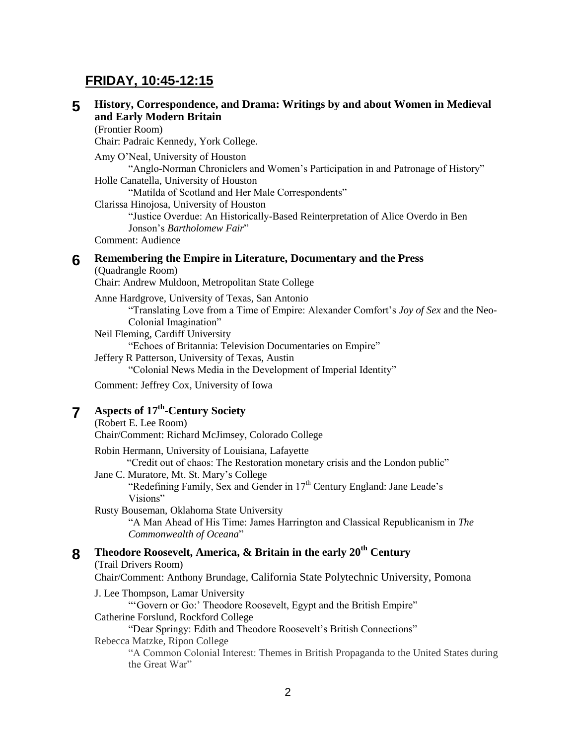## FRIDAY, 10:45-12:15

### 5 History, Correspondence, and Drama: Writings by and about Women in Medieval and Early Modern Britain

(Frontier Room)
Chair: Padraic Kennedy, York College.

Amy O'Neal, University of Houston
"Anglo-Norman Chroniclers and Women's Participation in and Patronage of History"
Holle Canatella, University of Houston
"Matilda of Scotland and Her Male Correspondents"
Clarissa Hinojosa, University of Houston
"Justice Overdue: An Historically-Based Reinterpretation of Alice Overdo in Ben Jonson's *Bartholomew Fair*"
Comment: Audience

### 6 Remembering the Empire in Literature, Documentary and the Press

(Quadrangle Room)
Chair: Andrew Muldoon, Metropolitan State College

Anne Hardgrove, University of Texas, San Antonio
"Translating Love from a Time of Empire: Alexander Comfort's *Joy of Sex* and the Neo-Colonial Imagination"
Neil Fleming, Cardiff University
"Echoes of Britannia: Television Documentaries on Empire"
Jeffery R Patterson, University of Texas, Austin
"Colonial News Media in the Development of Imperial Identity"

Comment: Jeffrey Cox, University of Iowa

### 7 Aspects of 17th-Century Society

(Robert E. Lee Room)
Chair/Comment: Richard McJimsey, Colorado College

Robin Hermann, University of Louisiana, Lafayette
"Credit out of chaos: The Restoration monetary crisis and the London public"
Jane C. Muratore, Mt. St. Mary's College
"Redefining Family, Sex and Gender in 17th Century England: Jane Leade's Visions"
Rusty Bouseman, Oklahoma State University
"A Man Ahead of His Time: James Harrington and Classical Republicanism in *The Commonwealth of Oceana*"

### 8 Theodore Roosevelt, America, & Britain in the early 20th Century

(Trail Drivers Room)
Chair/Comment: Anthony Brundage, California State Polytechnic University, Pomona

J. Lee Thompson, Lamar University
"'Govern or Go:' Theodore Roosevelt, Egypt and the British Empire"
Catherine Forslund, Rockford College
"Dear Springy: Edith and Theodore Roosevelt's British Connections"
Rebecca Matzke, Ripon College
"A Common Colonial Interest: Themes in British Propaganda to the United States during the Great War"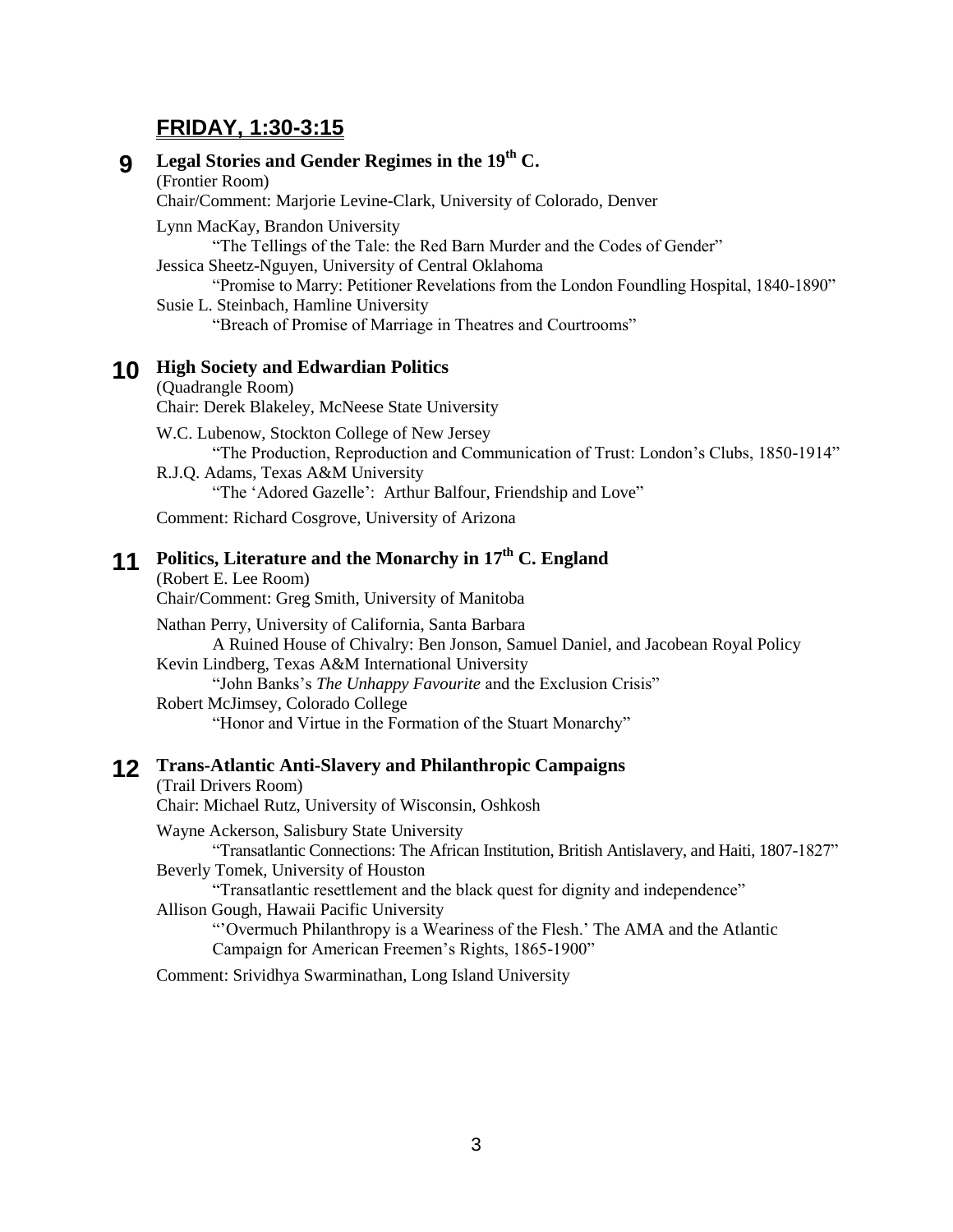## FRIDAY, 1:30-3:15

### 9 Legal Stories and Gender Regimes in the 19th C.

(Frontier Room)
Chair/Comment: Marjorie Levine-Clark, University of Colorado, Denver

Lynn MacKay, Brandon University
"The Tellings of the Tale: the Red Barn Murder and the Codes of Gender"

Jessica Sheetz-Nguyen, University of Central Oklahoma
"Promise to Marry: Petitioner Revelations from the London Foundling Hospital, 1840-1890"

Susie L. Steinbach, Hamline University
"Breach of Promise of Marriage in Theatres and Courtrooms"

### 10 High Society and Edwardian Politics

(Quadrangle Room)
Chair: Derek Blakeley, McNeese State University

W.C. Lubenow, Stockton College of New Jersey
"The Production, Reproduction and Communication of Trust: London's Clubs, 1850-1914"

R.J.Q. Adams, Texas A&M University
"The 'Adored Gazelle': Arthur Balfour, Friendship and Love"

Comment: Richard Cosgrove, University of Arizona

### 11 Politics, Literature and the Monarchy in 17th C. England

(Robert E. Lee Room)
Chair/Comment: Greg Smith, University of Manitoba

Nathan Perry, University of California, Santa Barbara
A Ruined House of Chivalry: Ben Jonson, Samuel Daniel, and Jacobean Royal Policy

Kevin Lindberg, Texas A&M International University
"John Banks's *The Unhappy Favourite* and the Exclusion Crisis"

Robert McJimsey, Colorado College
"Honor and Virtue in the Formation of the Stuart Monarchy"

### 12 Trans-Atlantic Anti-Slavery and Philanthropic Campaigns

(Trail Drivers Room)
Chair: Michael Rutz, University of Wisconsin, Oshkosh

Wayne Ackerson, Salisbury State University
"Transatlantic Connections: The African Institution, British Antislavery, and Haiti, 1807-1827"

Beverly Tomek, University of Houston
"Transatlantic resettlement and the black quest for dignity and independence"

Allison Gough, Hawaii Pacific University
"'Overmuch Philanthropy is a Weariness of the Flesh.' The AMA and the Atlantic Campaign for American Freemen's Rights, 1865-1900"

Comment: Srividhya Swarminathan, Long Island University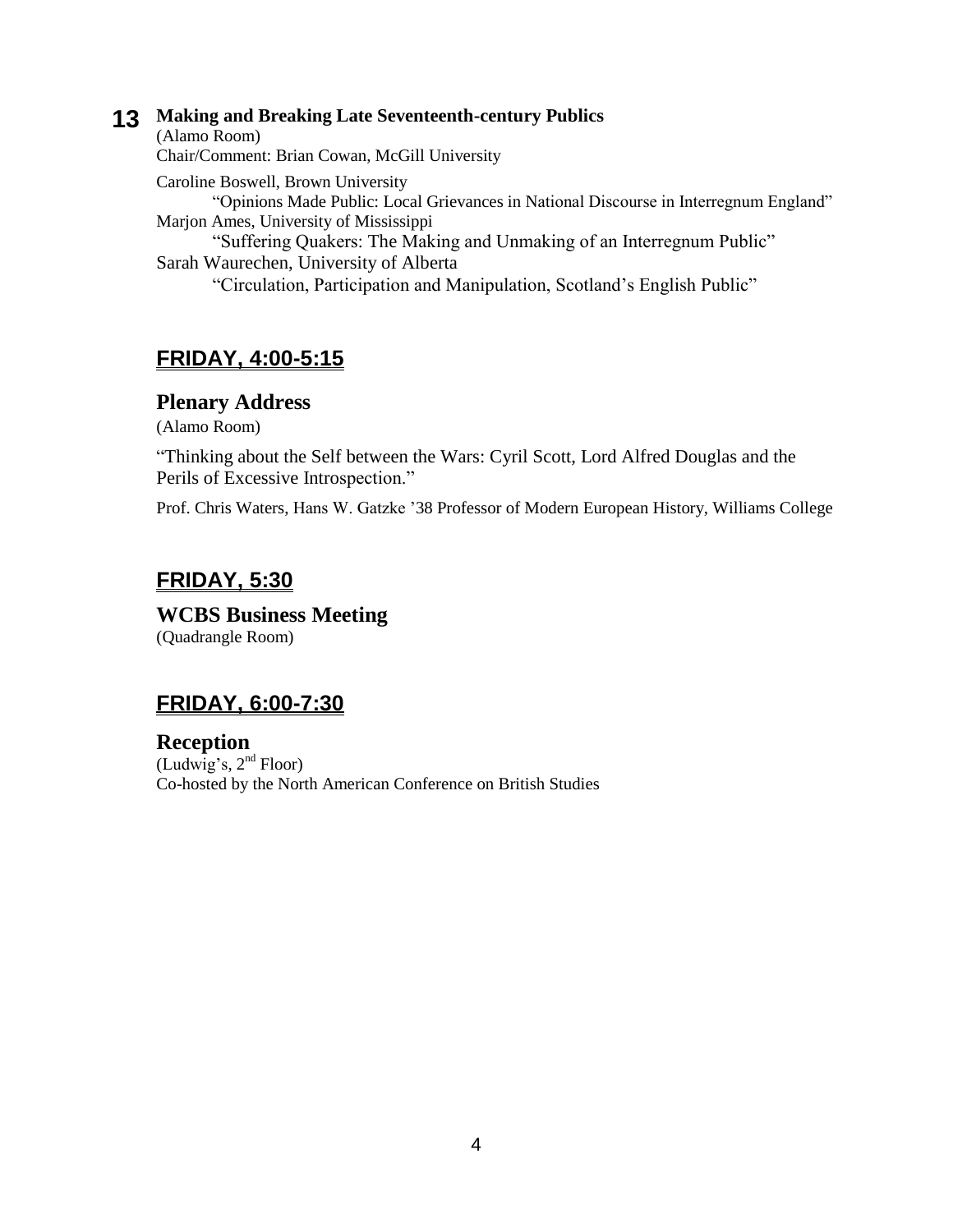**13 Making and Breaking Late Seventeenth-century Publics**

(Alamo Room)

Chair/Comment: Brian Cowan, McGill University

Caroline Boswell, Brown University
    "Opinions Made Public: Local Grievances in National Discourse in Interregnum England"

Marjon Ames, University of Mississippi
    "Suffering Quakers: The Making and Unmaking of an Interregnum Public"

Sarah Waurechen, University of Alberta
    "Circulation, Participation and Manipulation, Scotland's English Public"

## FRIDAY, 4:00-5:15

### Plenary Address

(Alamo Room)

"Thinking about the Self between the Wars: Cyril Scott, Lord Alfred Douglas and the Perils of Excessive Introspection."

Prof. Chris Waters, Hans W. Gatzke '38 Professor of Modern European History, Williams College

## FRIDAY, 5:30

### WCBS Business Meeting

(Quadrangle Room)

## FRIDAY, 6:00-7:30

### Reception

(Ludwig's, 2nd Floor)

Co-hosted by the North American Conference on British Studies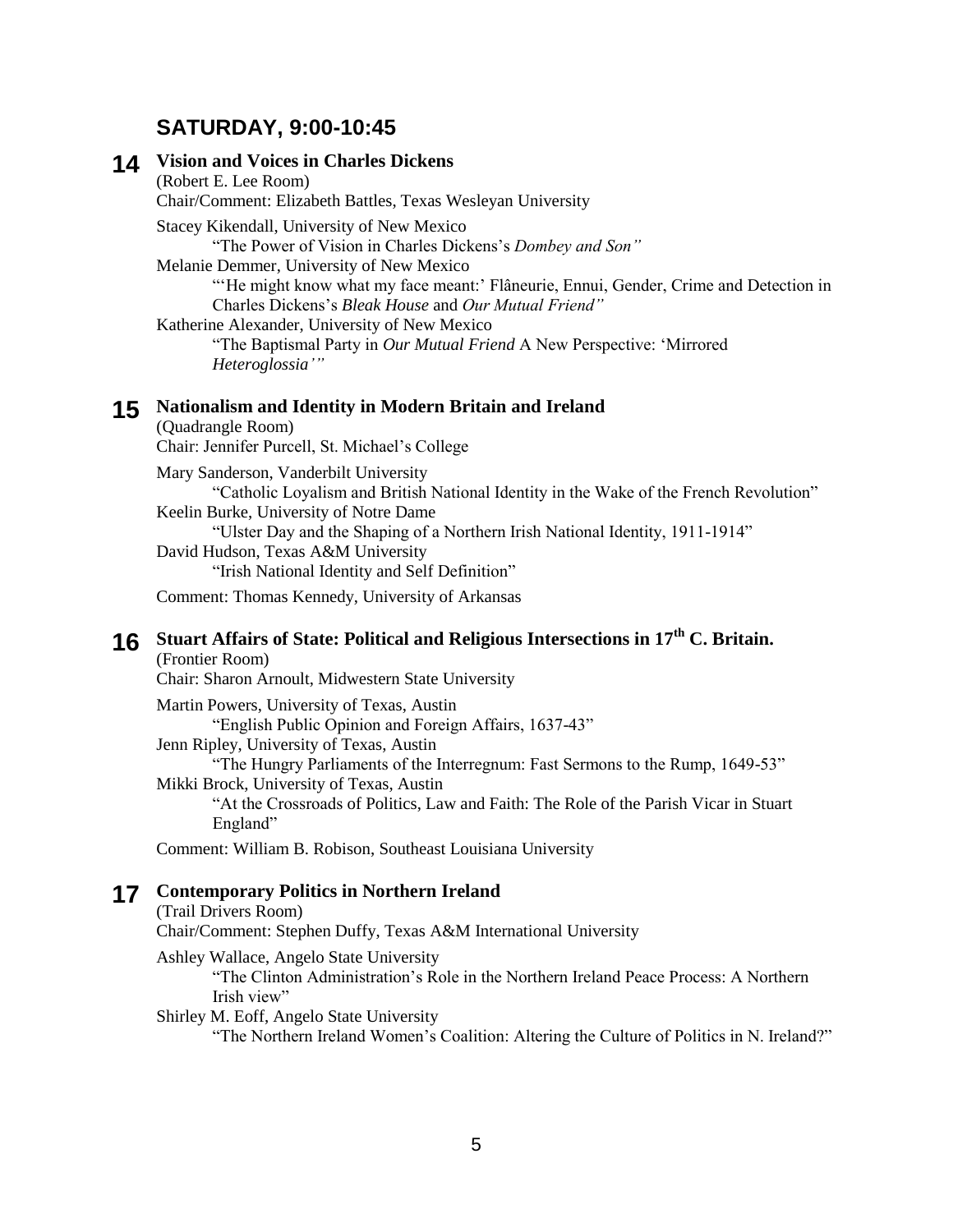## SATURDAY, 9:00-10:45

### 14 Vision and Voices in Charles Dickens

(Robert E. Lee Room)

Chair/Comment: Elizabeth Battles, Texas Wesleyan University

Stacey Kikendall, University of New Mexico
"The Power of Vision in Charles Dickens's *Dombey and Son"*

Melanie Demmer, University of New Mexico
"'He might know what my face meant:' Flâneurie, Ennui, Gender, Crime and Detection in Charles Dickens's *Bleak House* and *Our Mutual Friend"*

Katherine Alexander, University of New Mexico
"The Baptismal Party in *Our Mutual Friend* A New Perspective: 'Mirrored *Heteroglossia'"*

### 15 Nationalism and Identity in Modern Britain and Ireland

(Quadrangle Room)

Chair: Jennifer Purcell, St. Michael's College

Mary Sanderson, Vanderbilt University
"Catholic Loyalism and British National Identity in the Wake of the French Revolution"

Keelin Burke, University of Notre Dame
"Ulster Day and the Shaping of a Northern Irish National Identity, 1911-1914"

David Hudson, Texas A&M University
"Irish National Identity and Self Definition"

Comment: Thomas Kennedy, University of Arkansas

### 16 Stuart Affairs of State: Political and Religious Intersections in 17th C. Britain.

(Frontier Room)

Chair: Sharon Arnoult, Midwestern State University

Martin Powers, University of Texas, Austin
"English Public Opinion and Foreign Affairs, 1637-43"

Jenn Ripley, University of Texas, Austin
"The Hungry Parliaments of the Interregnum: Fast Sermons to the Rump, 1649-53"

Mikki Brock, University of Texas, Austin
"At the Crossroads of Politics, Law and Faith: The Role of the Parish Vicar in Stuart England"

Comment: William B. Robison, Southeast Louisiana University

### 17 Contemporary Politics in Northern Ireland

(Trail Drivers Room)

Chair/Comment: Stephen Duffy, Texas A&M International University

Ashley Wallace, Angelo State University
"The Clinton Administration's Role in the Northern Ireland Peace Process: A Northern Irish view"

Shirley M. Eoff, Angelo State University
"The Northern Ireland Women's Coalition: Altering the Culture of Politics in N. Ireland?"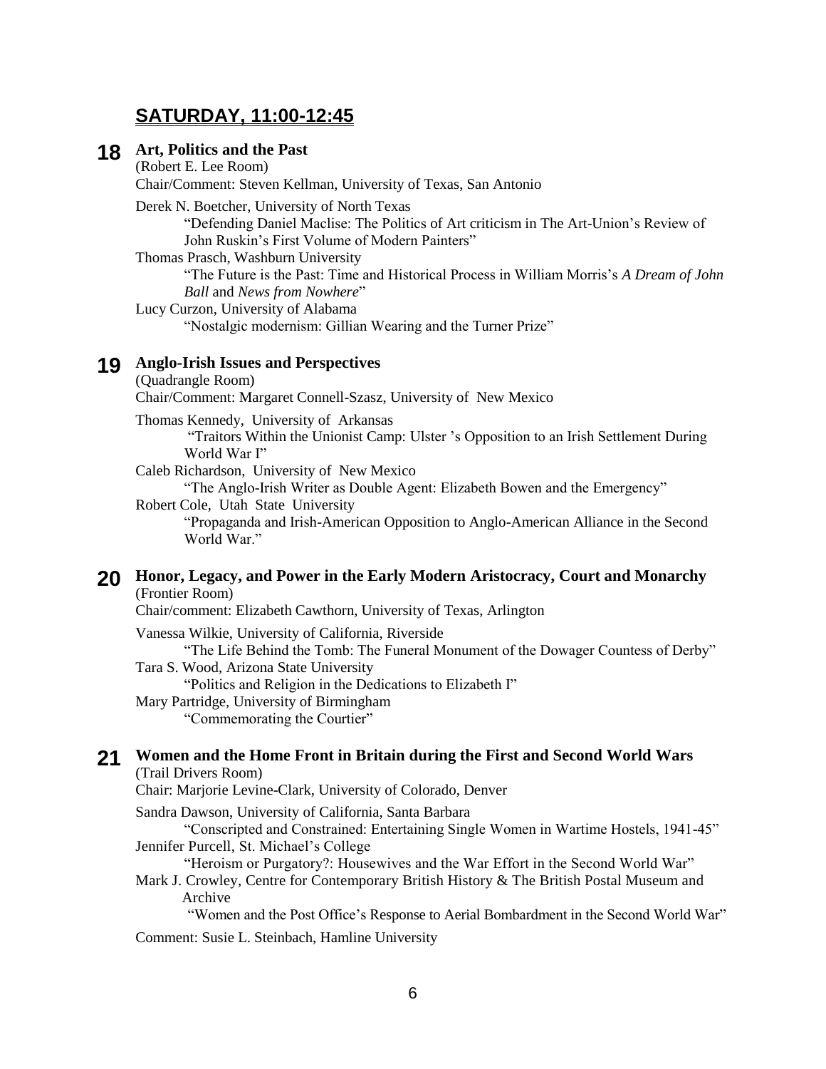## SATURDAY, 11:00-12:45

### 18 Art, Politics and the Past

(Robert E. Lee Room)

Chair/Comment: Steven Kellman, University of Texas, San Antonio

Derek N. Boetcher, University of North Texas
"Defending Daniel Maclise: The Politics of Art criticism in The Art-Union's Review of John Ruskin's First Volume of Modern Painters"

Thomas Prasch, Washburn University
"The Future is the Past: Time and Historical Process in William Morris's *A Dream of John Ball* and *News from Nowhere*"

Lucy Curzon, University of Alabama
"Nostalgic modernism: Gillian Wearing and the Turner Prize"

### 19 Anglo-Irish Issues and Perspectives

(Quadrangle Room)

Chair/Comment: Margaret Connell-Szasz, University of New Mexico

Thomas Kennedy, University of Arkansas
"Traitors Within the Unionist Camp: Ulster 's Opposition to an Irish Settlement During World War I"

Caleb Richardson, University of New Mexico
"The Anglo-Irish Writer as Double Agent: Elizabeth Bowen and the Emergency"

Robert Cole, Utah State University
"Propaganda and Irish-American Opposition to Anglo-American Alliance in the Second World War."

### 20 Honor, Legacy, and Power in the Early Modern Aristocracy, Court and Monarchy

(Frontier Room)

Chair/comment: Elizabeth Cawthorn, University of Texas, Arlington

Vanessa Wilkie, University of California, Riverside
"The Life Behind the Tomb: The Funeral Monument of the Dowager Countess of Derby"

Tara S. Wood, Arizona State University
"Politics and Religion in the Dedications to Elizabeth I"

Mary Partridge, University of Birmingham
"Commemorating the Courtier"

### 21 Women and the Home Front in Britain during the First and Second World Wars

(Trail Drivers Room)

Chair: Marjorie Levine-Clark, University of Colorado, Denver

Sandra Dawson, University of California, Santa Barbara
"Conscripted and Constrained: Entertaining Single Women in Wartime Hostels, 1941-45"

Jennifer Purcell, St. Michael's College
"Heroism or Purgatory?: Housewives and the War Effort in the Second World War"

Mark J. Crowley, Centre for Contemporary British History & The British Postal Museum and Archive
"Women and the Post Office's Response to Aerial Bombardment in the Second World War"

Comment: Susie L. Steinbach, Hamline University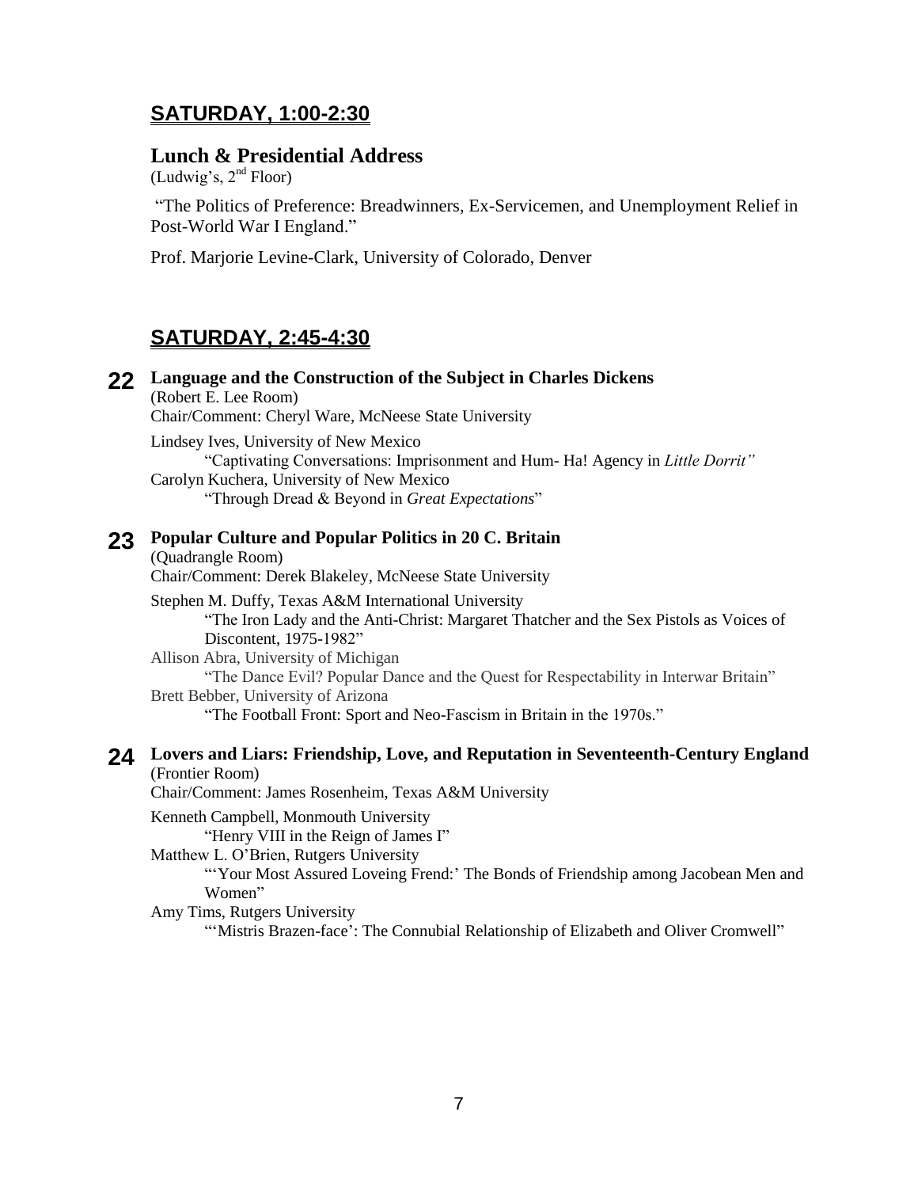## SATURDAY, 1:00-2:30

### Lunch & Presidential Address

(Ludwig's, 2nd Floor)

"The Politics of Preference: Breadwinners, Ex-Servicemen, and Unemployment Relief in Post-World War I England."

Prof. Marjorie Levine-Clark, University of Colorado, Denver

## SATURDAY, 2:45-4:30

### 22 Language and the Construction of the Subject in Charles Dickens

(Robert E. Lee Room)
Chair/Comment: Cheryl Ware, McNeese State University

Lindsey Ives, University of New Mexico
"Captivating Conversations: Imprisonment and Hum- Ha! Agency in *Little Dorrit"*

Carolyn Kuchera, University of New Mexico
"Through Dread & Beyond in *Great Expectations*"

### 23 Popular Culture and Popular Politics in 20 C. Britain

(Quadrangle Room)
Chair/Comment: Derek Blakeley, McNeese State University

Stephen M. Duffy, Texas A&M International University
"The Iron Lady and the Anti-Christ: Margaret Thatcher and the Sex Pistols as Voices of Discontent, 1975-1982"

Allison Abra, University of Michigan
"The Dance Evil? Popular Dance and the Quest for Respectability in Interwar Britain"

Brett Bebber, University of Arizona
"The Football Front: Sport and Neo-Fascism in Britain in the 1970s."

### 24 Lovers and Liars: Friendship, Love, and Reputation in Seventeenth-Century England

(Frontier Room)
Chair/Comment: James Rosenheim, Texas A&M University

Kenneth Campbell, Monmouth University
"Henry VIII in the Reign of James I"

Matthew L. O'Brien, Rutgers University
"'Your Most Assured Loveing Frend:' The Bonds of Friendship among Jacobean Men and Women"

Amy Tims, Rutgers University
"'Mistris Brazen-face': The Connubial Relationship of Elizabeth and Oliver Cromwell"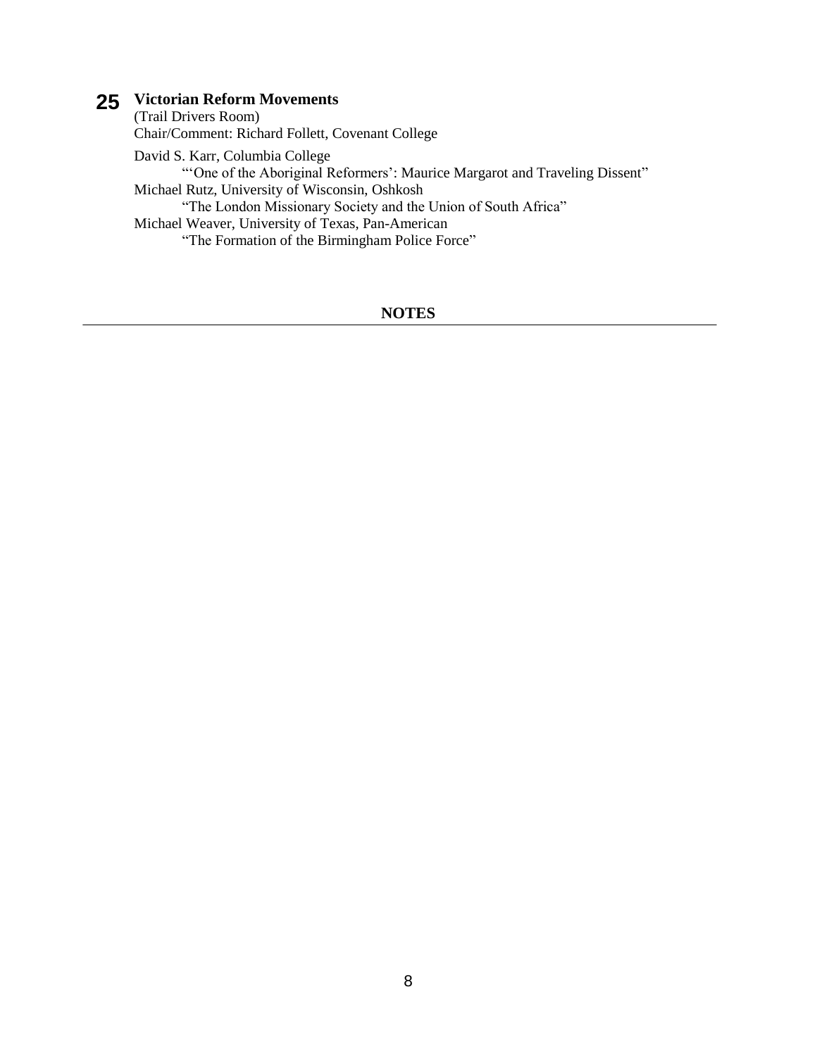## 25 Victorian Reform Movements

(Trail Drivers Room)
Chair/Comment: Richard Follett, Covenant College

David S. Karr, Columbia College
"'One of the Aboriginal Reformers': Maurice Margarot and Traveling Dissent"

Michael Rutz, University of Wisconsin, Oshkosh
"The London Missionary Society and the Union of South Africa"

Michael Weaver, University of Texas, Pan-American
"The Formation of the Birmingham Police Force"

**NOTES**

---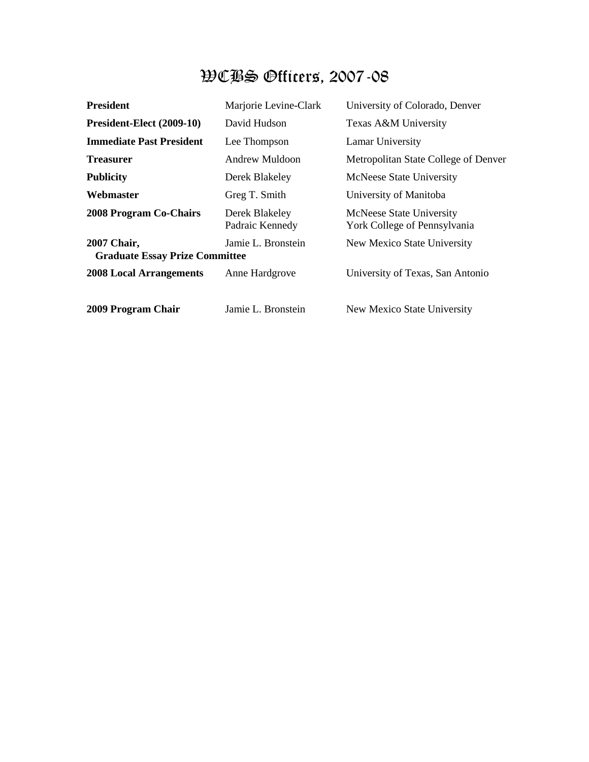# WCBS Officers, 2007-08

| | | |
|---|---|---|
| **President** | Marjorie Levine-Clark | University of Colorado, Denver |
| **President-Elect (2009-10)** | David Hudson | Texas A&M University |
| **Immediate Past President** | Lee Thompson | Lamar University |
| **Treasurer** | Andrew Muldoon | Metropolitan State College of Denver |
| **Publicity** | Derek Blakeley | McNeese State University |
| **Webmaster** | Greg T. Smith | University of Manitoba |
| **2008 Program Co-Chairs** | Derek Blakeley<br>Padraic Kennedy | McNeese State University<br>York College of Pennsylvania |
| **2007 Chair, Graduate Essay Prize Committee** | Jamie L. Bronstein | New Mexico State University |
| **2008 Local Arrangements** | Anne Hardgrove | University of Texas, San Antonio |
| **2009 Program Chair** | Jamie L. Bronstein | New Mexico State University |